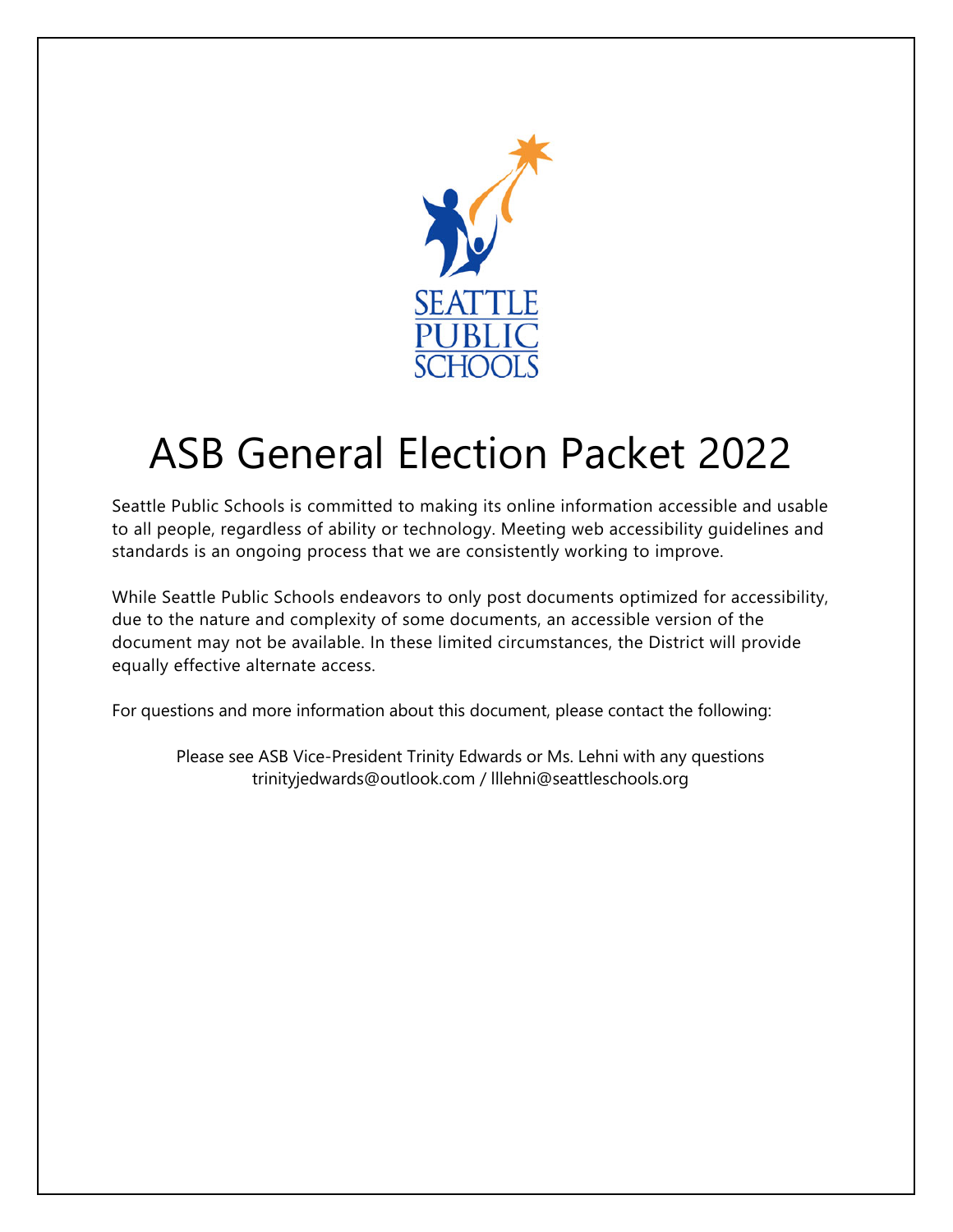# ASB General Election Packet 2022

Seattle Public Schools is committed to making its online information accessible and usable to all people, regardless of ability or technology. Meeting web accessibility guidelines and standards is an ongoing process that we are consistently working to improve.

While Seattle Public Schools endeavors to only post documents optimized for accessibility, due to the nature and complexity of some documents, an accessible version of the document may not be available. In these limited circumstances, the District will provide equally effective alternate access.

For questions and more information about this document, please contact the following:

Please see ASB Vice-President Trinity Edwards or Ms. Lehni with any questions
trinityjedwards@outlook.com / lllehni@seattleschools.org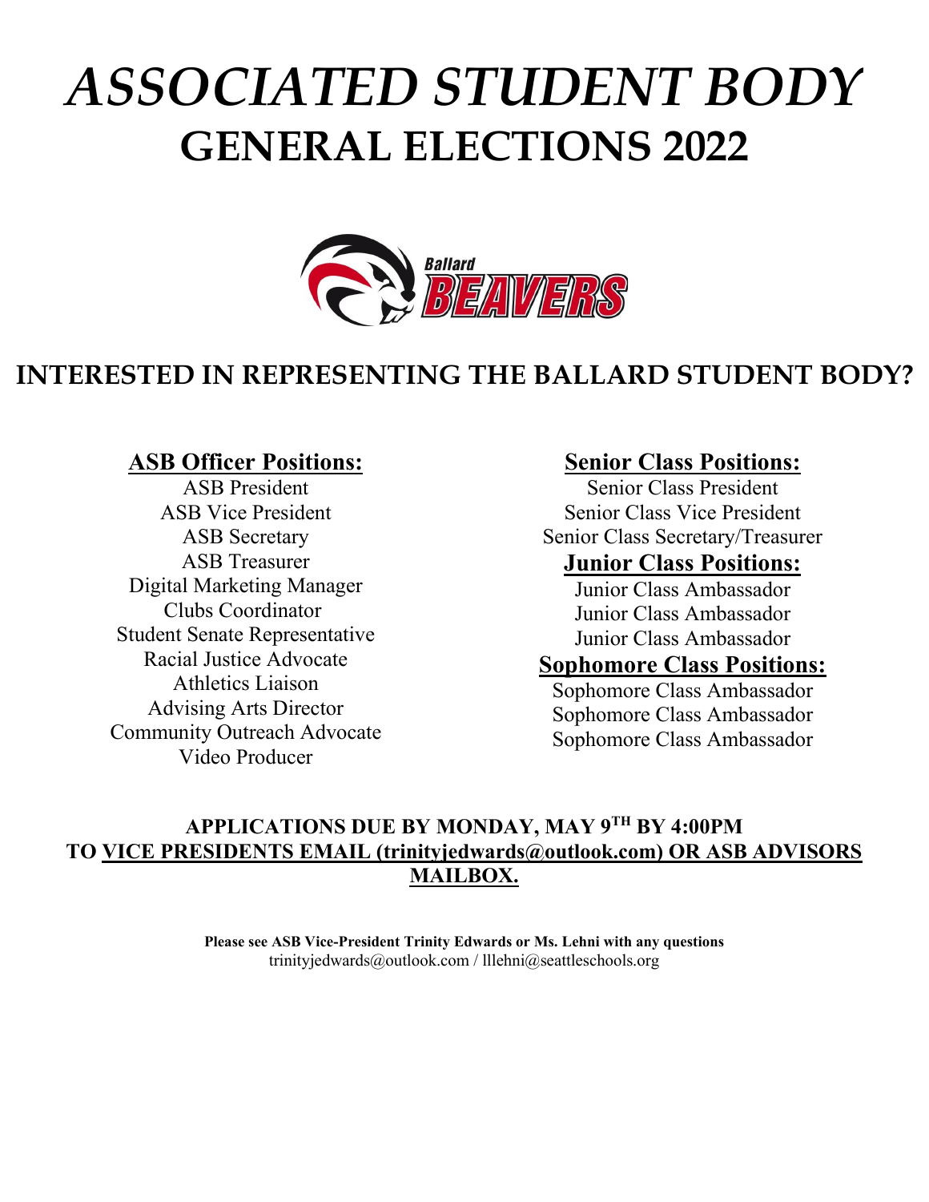# *ASSOCIATED STUDENT BODY*
# GENERAL ELECTIONS 2022

Ballard BEAVERS

## INTERESTED IN REPRESENTING THE BALLARD STUDENT BODY?

### ASB Officer Positions:

ASB President
ASB Vice President
ASB Secretary
ASB Treasurer
Digital Marketing Manager
Clubs Coordinator
Student Senate Representative
Racial Justice Advocate
Athletics Liaison
Advising Arts Director
Community Outreach Advocate
Video Producer

### Senior Class Positions:

Senior Class President
Senior Class Vice President
Senior Class Secretary/Treasurer

### Junior Class Positions:

Junior Class Ambassador
Junior Class Ambassador
Junior Class Ambassador

### Sophomore Class Positions:

Sophomore Class Ambassador
Sophomore Class Ambassador
Sophomore Class Ambassador

**APPLICATIONS DUE BY MONDAY, MAY 9TH BY 4:00PM TO VICE PRESIDENTS EMAIL (trinityjedwards@outlook.com) OR ASB ADVISORS MAILBOX.**

**Please see ASB Vice-President Trinity Edwards or Ms. Lehni with any questions**
trinityjedwards@outlook.com / lllehni@seattleschools.org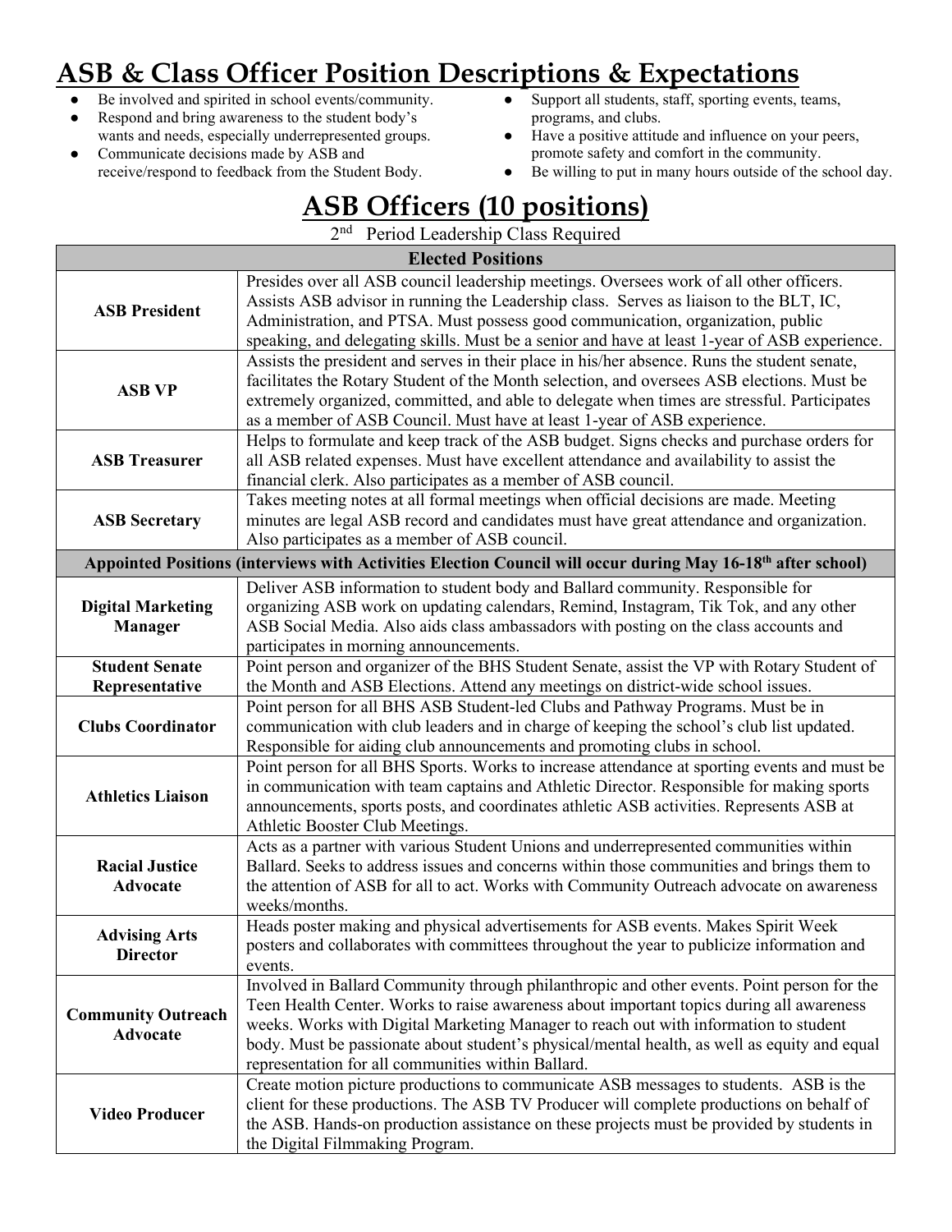# ASB & Class Officer Position Descriptions & Expectations

- Be involved and spirited in school events/community.
- Respond and bring awareness to the student body's wants and needs, especially underrepresented groups.
- Communicate decisions made by ASB and receive/respond to feedback from the Student Body.
- Support all students, staff, sporting events, teams, programs, and clubs.
- Have a positive attitude and influence on your peers, promote safety and comfort in the community.
- Be willing to put in many hours outside of the school day.

## ASB Officers (10 positions)

2nd Period Leadership Class Required

| Elected Positions | |
|---|---|
| **ASB President** | Presides over all ASB council leadership meetings. Oversees work of all other officers. Assists ASB advisor in running the Leadership class. Serves as liaison to the BLT, IC, Administration, and PTSA. Must possess good communication, organization, public speaking, and delegating skills. Must be a senior and have at least 1-year of ASB experience. |
| **ASB VP** | Assists the president and serves in their place in his/her absence. Runs the student senate, facilitates the Rotary Student of the Month selection, and oversees ASB elections. Must be extremely organized, committed, and able to delegate when times are stressful. Participates as a member of ASB Council. Must have at least 1-year of ASB experience. |
| **ASB Treasurer** | Helps to formulate and keep track of the ASB budget. Signs checks and purchase orders for all ASB related expenses. Must have excellent attendance and availability to assist the financial clerk. Also participates as a member of ASB council. |
| **ASB Secretary** | Takes meeting notes at all formal meetings when official decisions are made. Meeting minutes are legal ASB record and candidates must have great attendance and organization. Also participates as a member of ASB council. |
| **Appointed Positions (interviews with Activities Election Council will occur during May 16-18th after school)** | |
| **Digital Marketing Manager** | Deliver ASB information to student body and Ballard community. Responsible for organizing ASB work on updating calendars, Remind, Instagram, Tik Tok, and any other ASB Social Media. Also aids class ambassadors with posting on the class accounts and participates in morning announcements. |
| **Student Senate Representative** | Point person and organizer of the BHS Student Senate, assist the VP with Rotary Student of the Month and ASB Elections. Attend any meetings on district-wide school issues. |
| **Clubs Coordinator** | Point person for all BHS ASB Student-led Clubs and Pathway Programs. Must be in communication with club leaders and in charge of keeping the school's club list updated. Responsible for aiding club announcements and promoting clubs in school. |
| **Athletics Liaison** | Point person for all BHS Sports. Works to increase attendance at sporting events and must be in communication with team captains and Athletic Director. Responsible for making sports announcements, sports posts, and coordinates athletic ASB activities. Represents ASB at Athletic Booster Club Meetings. |
| **Racial Justice Advocate** | Acts as a partner with various Student Unions and underrepresented communities within Ballard. Seeks to address issues and concerns within those communities and brings them to the attention of ASB for all to act. Works with Community Outreach advocate on awareness weeks/months. |
| **Advising Arts Director** | Heads poster making and physical advertisements for ASB events. Makes Spirit Week posters and collaborates with committees throughout the year to publicize information and events. |
| **Community Outreach Advocate** | Involved in Ballard Community through philanthropic and other events. Point person for the Teen Health Center. Works to raise awareness about important topics during all awareness weeks. Works with Digital Marketing Manager to reach out with information to student body. Must be passionate about student's physical/mental health, as well as equity and equal representation for all communities within Ballard. |
| **Video Producer** | Create motion picture productions to communicate ASB messages to students. ASB is the client for these productions. The ASB TV Producer will complete productions on behalf of the ASB. Hands-on production assistance on these projects must be provided by students in the Digital Filmmaking Program. |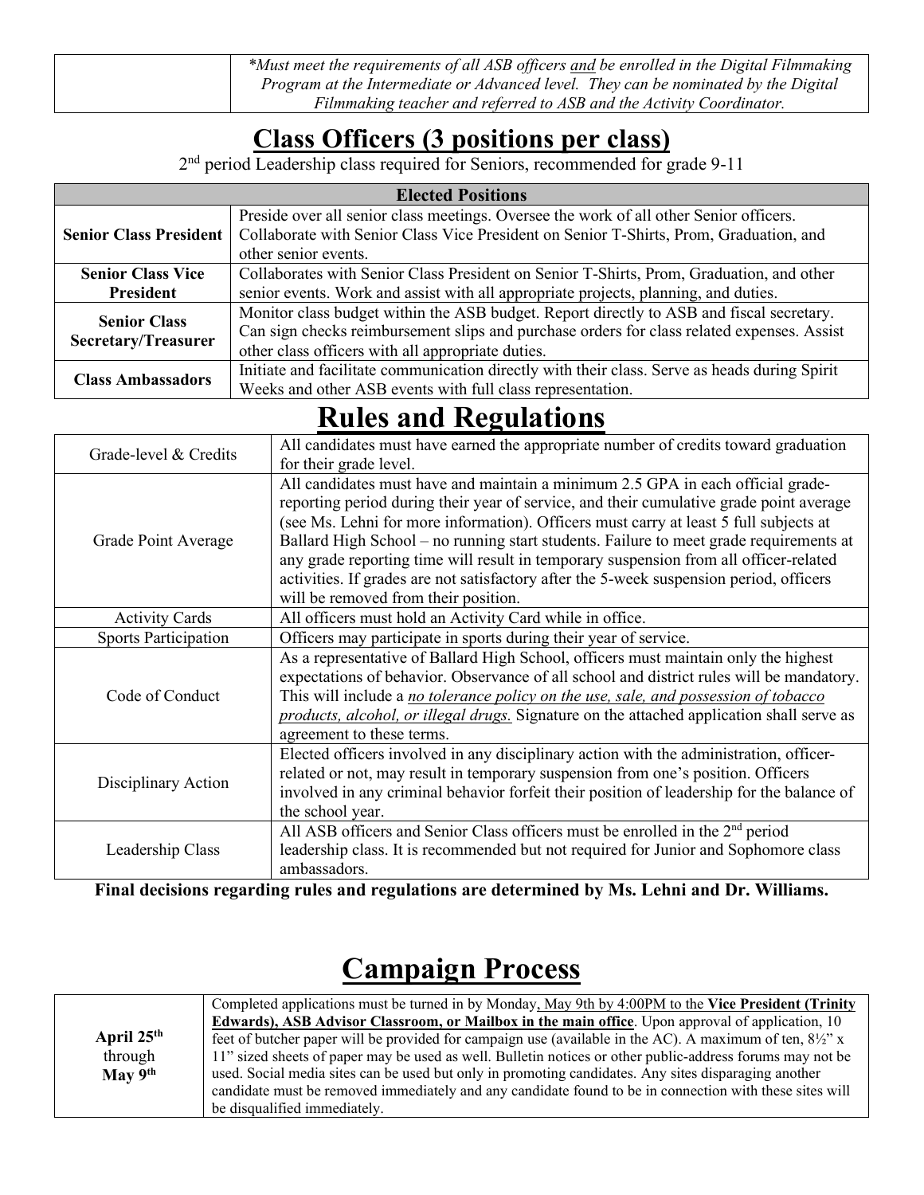| | *\*Must meet the requirements of all ASB officers <u>and</u> be enrolled in the Digital Filmmaking Program at the Intermediate or Advanced level. They can be nominated by the Digital Filmmaking teacher and referred to ASB and the Activity Coordinator.* |
|---|---|

# Class Officers (3 positions per class)

2nd period Leadership class required for Seniors, recommended for grade 9-11

| **Elected Positions** | |
|---|---|
| **Senior Class President** | Preside over all senior class meetings. Oversee the work of all other Senior officers. Collaborate with Senior Class Vice President on Senior T-Shirts, Prom, Graduation, and other senior events. |
| **Senior Class Vice President** | Collaborates with Senior Class President on Senior T-Shirts, Prom, Graduation, and other senior events. Work and assist with all appropriate projects, planning, and duties. |
| **Senior Class Secretary/Treasurer** | Monitor class budget within the ASB budget. Report directly to ASB and fiscal secretary. Can sign checks reimbursement slips and purchase orders for class related expenses. Assist other class officers with all appropriate duties. |
| **Class Ambassadors** | Initiate and facilitate communication directly with their class. Serve as heads during Spirit Weeks and other ASB events with full class representation. |

# Rules and Regulations

| | |
|---|---|
| Grade-level & Credits | All candidates must have earned the appropriate number of credits toward graduation for their grade level. |
| Grade Point Average | All candidates must have and maintain a minimum 2.5 GPA in each official grade-reporting period during their year of service, and their cumulative grade point average (see Ms. Lehni for more information). Officers must carry at least 5 full subjects at Ballard High School – no running start students. Failure to meet grade requirements at any grade reporting time will result in temporary suspension from all officer-related activities. If grades are not satisfactory after the 5-week suspension period, officers will be removed from their position. |
| Activity Cards | All officers must hold an Activity Card while in office. |
| Sports Participation | Officers may participate in sports during their year of service. |
| Code of Conduct | As a representative of Ballard High School, officers must maintain only the highest expectations of behavior. Observance of all school and district rules will be mandatory. This will include a *<u>no tolerance policy on the use, sale, and possession of tobacco products, alcohol, or illegal drugs.</u>* Signature on the attached application shall serve as agreement to these terms. |
| Disciplinary Action | Elected officers involved in any disciplinary action with the administration, officer-related or not, may result in temporary suspension from one's position. Officers involved in any criminal behavior forfeit their position of leadership for the balance of the school year. |
| Leadership Class | All ASB officers and Senior Class officers must be enrolled in the 2nd period leadership class. It is recommended but not required for Junior and Sophomore class ambassadors. |

**Final decisions regarding rules and regulations are determined by Ms. Lehni and Dr. Williams.**

# Campaign Process

| | |
|---|---|
| **April 25th** through **May 9th** | Completed applications must be turned in by Monday, <u>May 9th by 4:00PM</u> to the **<u>Vice President (Trinity Edwards), ASB Advisor Classroom, or Mailbox in the main office</u>**. Upon approval of application, 10 feet of butcher paper will be provided for campaign use (available in the AC). A maximum of ten, 8½" x 11" sized sheets of paper may be used as well. Bulletin notices or other public-address forums may not be used. Social media sites can be used but only in promoting candidates. Any sites disparaging another candidate must be removed immediately and any candidate found to be in connection with these sites will be disqualified immediately. |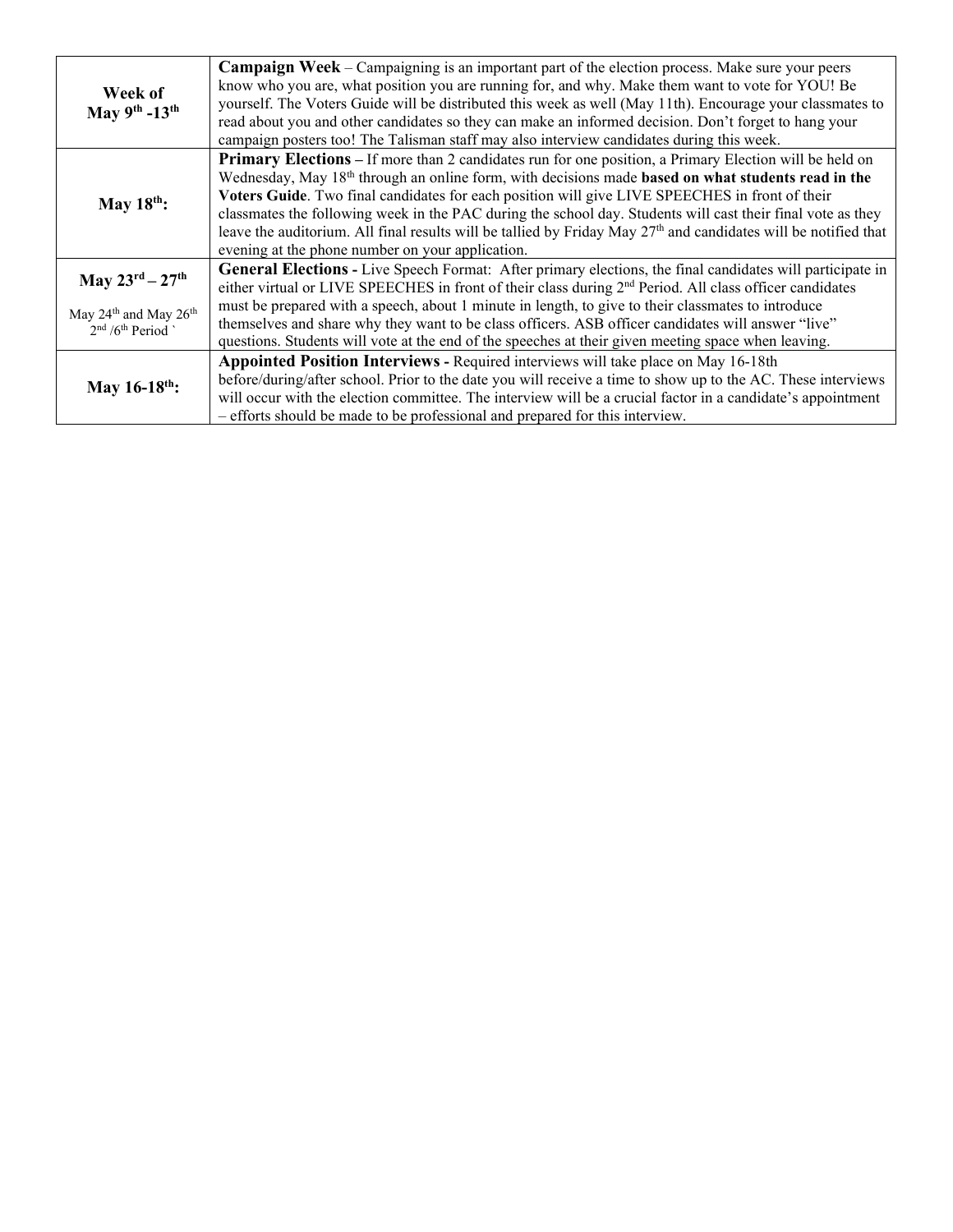| | |
|---|---|
| **Week of May 9th -13th** | **Campaign Week** – Campaigning is an important part of the election process. Make sure your peers know who you are, what position you are running for, and why. Make them want to vote for YOU! Be yourself. The Voters Guide will be distributed this week as well (May 11th). Encourage your classmates to read about you and other candidates so they can make an informed decision. Don't forget to hang your campaign posters too! The Talisman staff may also interview candidates during this week. |
| **May 18th:** | **Primary Elections –** If more than 2 candidates run for one position, a Primary Election will be held on Wednesday, May 18th through an online form, with decisions made **based on what students read in the Voters Guide**. Two final candidates for each position will give LIVE SPEECHES in front of their classmates the following week in the PAC during the school day. Students will cast their final vote as they leave the auditorium. All final results will be tallied by Friday May 27th and candidates will be notified that evening at the phone number on your application. |
| **May 23rd – 27th** May 24th and May 26th 2nd /6th Period ` | **General Elections -** Live Speech Format: After primary elections, the final candidates will participate in either virtual or LIVE SPEECHES in front of their class during 2nd Period. All class officer candidates must be prepared with a speech, about 1 minute in length, to give to their classmates to introduce themselves and share why they want to be class officers. ASB officer candidates will answer "live" questions. Students will vote at the end of the speeches at their given meeting space when leaving. |
| **May 16-18th:** | **Appointed Position Interviews -** Required interviews will take place on May 16-18th before/during/after school. Prior to the date you will receive a time to show up to the AC. These interviews will occur with the election committee. The interview will be a crucial factor in a candidate's appointment – efforts should be made to be professional and prepared for this interview. |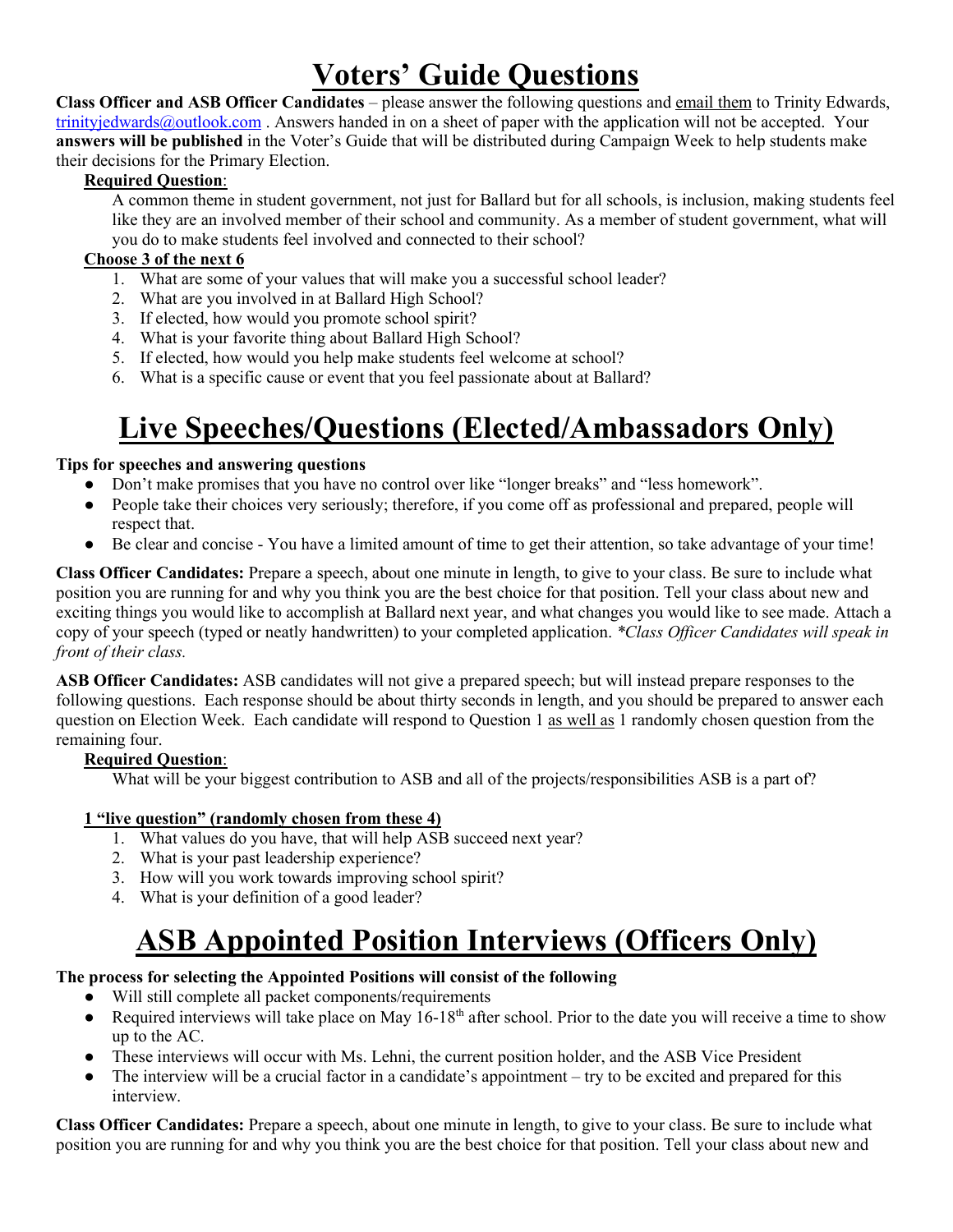# Voters' Guide Questions

**Class Officer and ASB Officer Candidates** – please answer the following questions and email them to Trinity Edwards, trinityjedwards@outlook.com . Answers handed in on a sheet of paper with the application will not be accepted. Your **answers will be published** in the Voter's Guide that will be distributed during Campaign Week to help students make their decisions for the Primary Election.

**Required Question**:

A common theme in student government, not just for Ballard but for all schools, is inclusion, making students feel like they are an involved member of their school and community. As a member of student government, what will you do to make students feel involved and connected to their school?

**Choose 3 of the next 6**

1. What are some of your values that will make you a successful school leader?
2. What are you involved in at Ballard High School?
3. If elected, how would you promote school spirit?
4. What is your favorite thing about Ballard High School?
5. If elected, how would you help make students feel welcome at school?
6. What is a specific cause or event that you feel passionate about at Ballard?

# Live Speeches/Questions (Elected/Ambassadors Only)

**Tips for speeches and answering questions**

- Don't make promises that you have no control over like "longer breaks" and "less homework".
- People take their choices very seriously; therefore, if you come off as professional and prepared, people will respect that.
- Be clear and concise - You have a limited amount of time to get their attention, so take advantage of your time!

**Class Officer Candidates:** Prepare a speech, about one minute in length, to give to your class. Be sure to include what position you are running for and why you think you are the best choice for that position. Tell your class about new and exciting things you would like to accomplish at Ballard next year, and what changes you would like to see made. Attach a copy of your speech (typed or neatly handwritten) to your completed application. *\*Class Officer Candidates will speak in front of their class.*

**ASB Officer Candidates:** ASB candidates will not give a prepared speech; but will instead prepare responses to the following questions. Each response should be about thirty seconds in length, and you should be prepared to answer each question on Election Week. Each candidate will respond to Question 1 as well as 1 randomly chosen question from the remaining four.

**Required Question**:

What will be your biggest contribution to ASB and all of the projects/responsibilities ASB is a part of?

**1 "live question" (randomly chosen from these 4)**

1. What values do you have, that will help ASB succeed next year?
2. What is your past leadership experience?
3. How will you work towards improving school spirit?
4. What is your definition of a good leader?

# ASB Appointed Position Interviews (Officers Only)

**The process for selecting the Appointed Positions will consist of the following**

- Will still complete all packet components/requirements
- Required interviews will take place on May 16-18th after school. Prior to the date you will receive a time to show up to the AC.
- These interviews will occur with Ms. Lehni, the current position holder, and the ASB Vice President
- The interview will be a crucial factor in a candidate's appointment – try to be excited and prepared for this interview.

**Class Officer Candidates:** Prepare a speech, about one minute in length, to give to your class. Be sure to include what position you are running for and why you think you are the best choice for that position. Tell your class about new and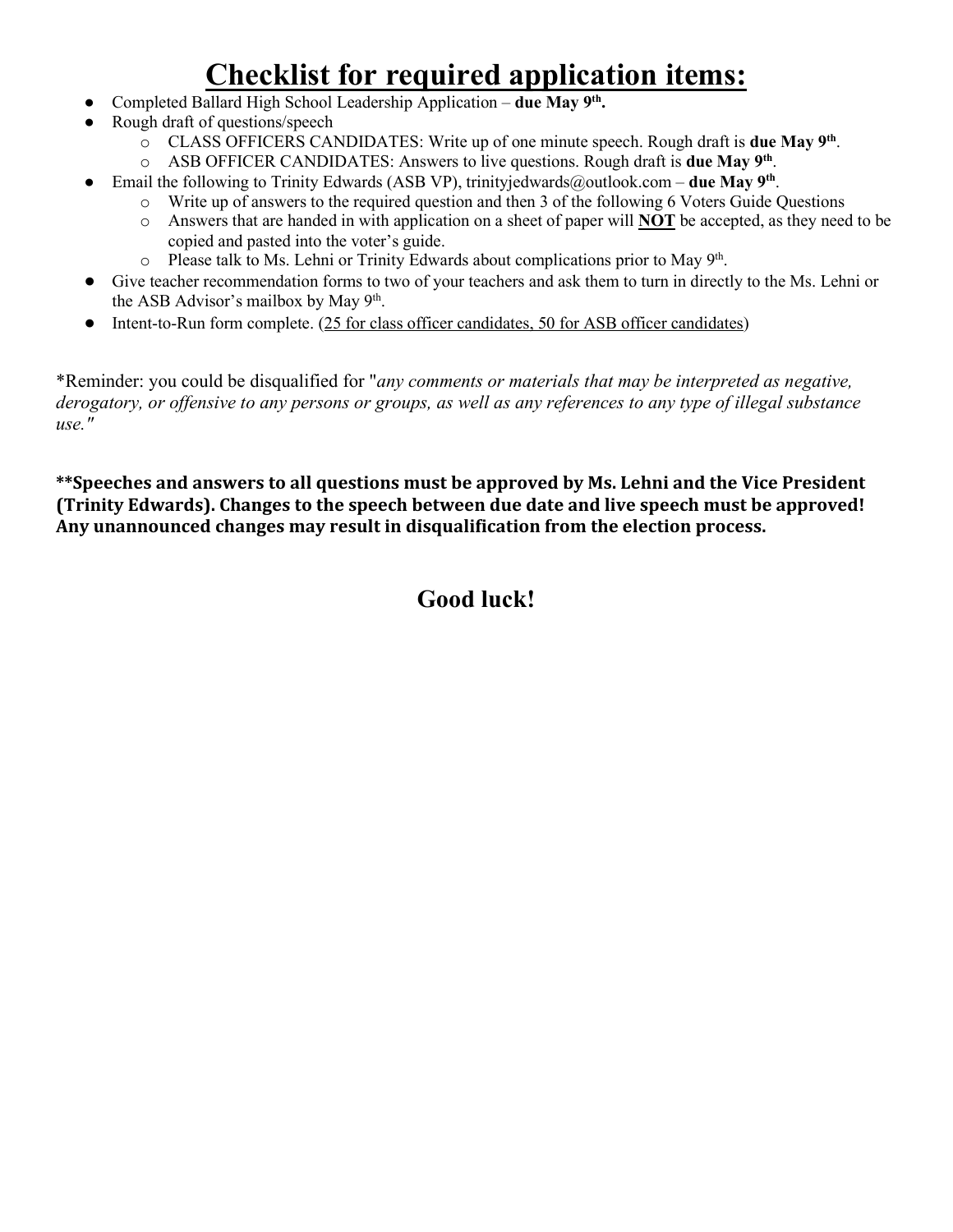# Checklist for required application items:

- Completed Ballard High School Leadership Application – **due May 9th.**
- Rough draft of questions/speech
  - CLASS OFFICERS CANDIDATES: Write up of one minute speech. Rough draft is **due May 9th**.
  - ASB OFFICER CANDIDATES: Answers to live questions. Rough draft is **due May 9th**.
- Email the following to Trinity Edwards (ASB VP), trinityjedwards@outlook.com – **due May 9th**.
  - Write up of answers to the required question and then 3 of the following 6 Voters Guide Questions
  - Answers that are handed in with application on a sheet of paper will **NOT** be accepted, as they need to be copied and pasted into the voter's guide.
  - Please talk to Ms. Lehni or Trinity Edwards about complications prior to May 9th.
- Give teacher recommendation forms to two of your teachers and ask them to turn in directly to the Ms. Lehni or the ASB Advisor's mailbox by May 9th.
- Intent-to-Run form complete. (25 for class officer candidates, 50 for ASB officer candidates)

*Reminder: you could be disqualified for "*any comments or materials that may be interpreted as negative, derogatory, or offensive to any persons or groups, as well as any references to any type of illegal substance use."*

****Speeches and answers to all questions must be approved by Ms. Lehni and the Vice President (Trinity Edwards). Changes to the speech between due date and live speech must be approved! Any unannounced changes may result in disqualification from the election process.**

**Good luck!**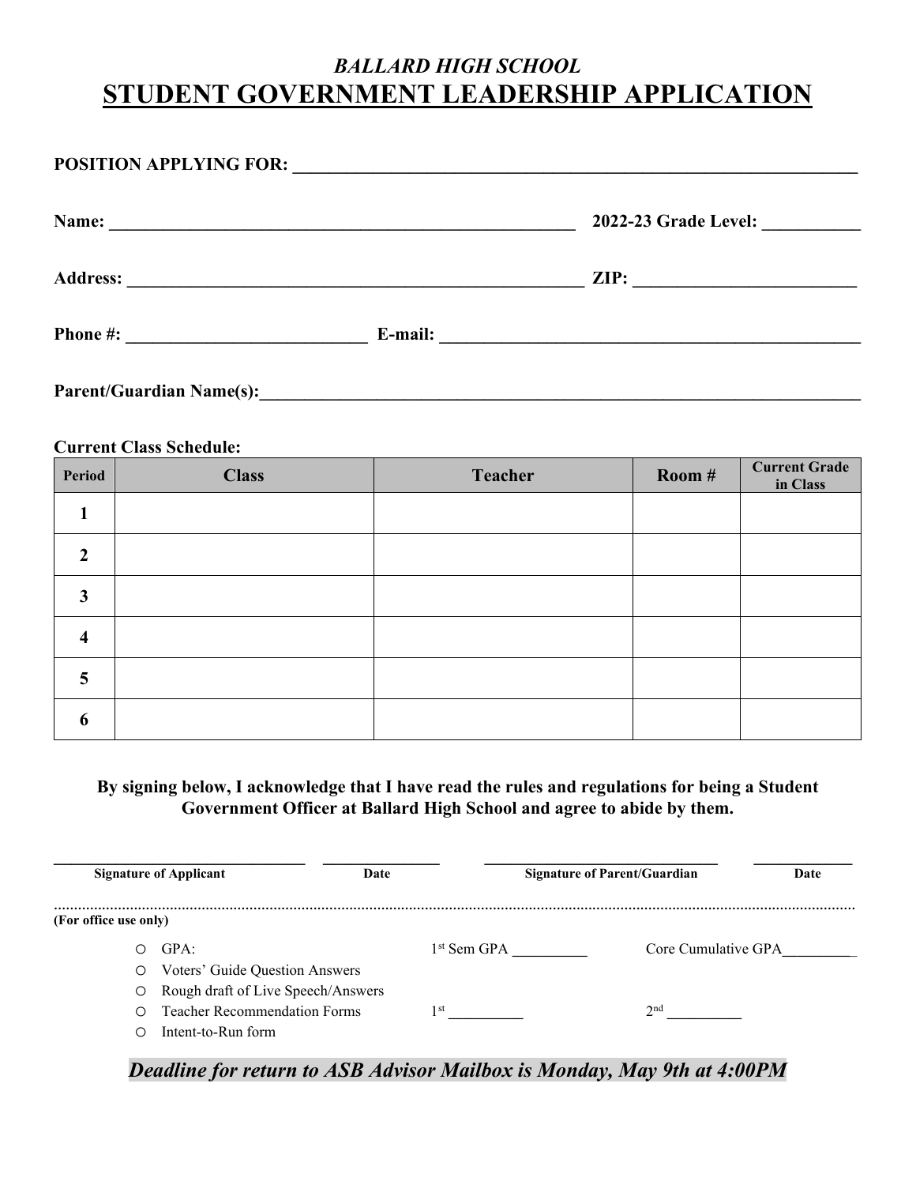## *BALLARD HIGH SCHOOL*

# STUDENT GOVERNMENT LEADERSHIP APPLICATION

**POSITION APPLYING FOR:** ___________________________________________________________________

**Name:** _______________________________________________________ **2022-23 Grade Level:** ___________

**Address:** _____________________________________________________ **ZIP:** _________________________

**Phone #:** ___________________________ **E-mail:** ________________________________________________

**Parent/Guardian Name(s):**_________________________________________________________________________

**Current Class Schedule:**

| Period | Class | Teacher | Room # | Current Grade in Class |
|---|---|---|---|---|
| 1 | | | | |
| 2 | | | | |
| 3 | | | | |
| 4 | | | | |
| 5 | | | | |
| 6 | | | | |

**By signing below, I acknowledge that I have read the rules and regulations for being a Student Government Officer at Ballard High School and agree to abide by them.**

| ______________________________ | ______________ | ____________________________ | ____________ |
|---|---|---|---|
| **Signature of Applicant** | **Date** | **Signature of Parent/Guardian** | **Date** |

.....................................................................................................................................................

**(For office use only)**

- GPA: 1st Sem GPA __________ Core Cumulative GPA__________
- Voters' Guide Question Answers
- Rough draft of Live Speech/Answers
- Teacher Recommendation Forms 1st __________ 2nd __________
- Intent-to-Run form

***Deadline for return to ASB Advisor Mailbox is Monday, May 9th at 4:00PM***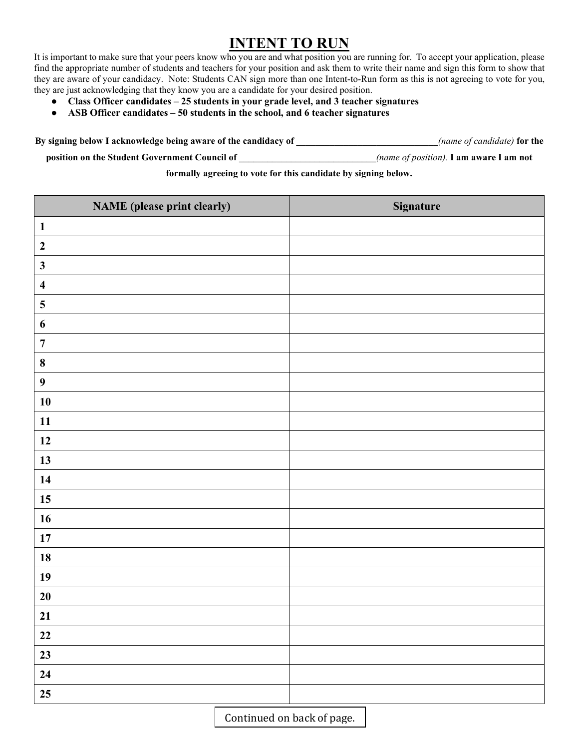# INTENT TO RUN

It is important to make sure that your peers know who you are and what position you are running for. To accept your application, please find the appropriate number of students and teachers for your position and ask them to write their name and sign this form to show that they are aware of your candidacy. Note: Students CAN sign more than one Intent-to-Run form as this is not agreeing to vote for you, they are just acknowledging that they know you are a candidate for your desired position.

- **Class Officer candidates – 25 students in your grade level, and 3 teacher signatures**
- **ASB Officer candidates – 50 students in the school, and 6 teacher signatures**

**By signing below I acknowledge being aware of the candidacy of ______________________________** *(name of candidate)* **for the position on the Student Government Council of _____________________________** *(name of position).* **I am aware I am not formally agreeing to vote for this candidate by signing below.**

| NAME (please print clearly) | Signature |
|---|---|
| 1 | |
| 2 | |
| 3 | |
| 4 | |
| 5 | |
| 6 | |
| 7 | |
| 8 | |
| 9 | |
| 10 | |
| 11 | |
| 12 | |
| 13 | |
| 14 | |
| 15 | |
| 16 | |
| 17 | |
| 18 | |
| 19 | |
| 20 | |
| 21 | |
| 22 | |
| 23 | |
| 24 | |
| 25 | |

Continued on back of page.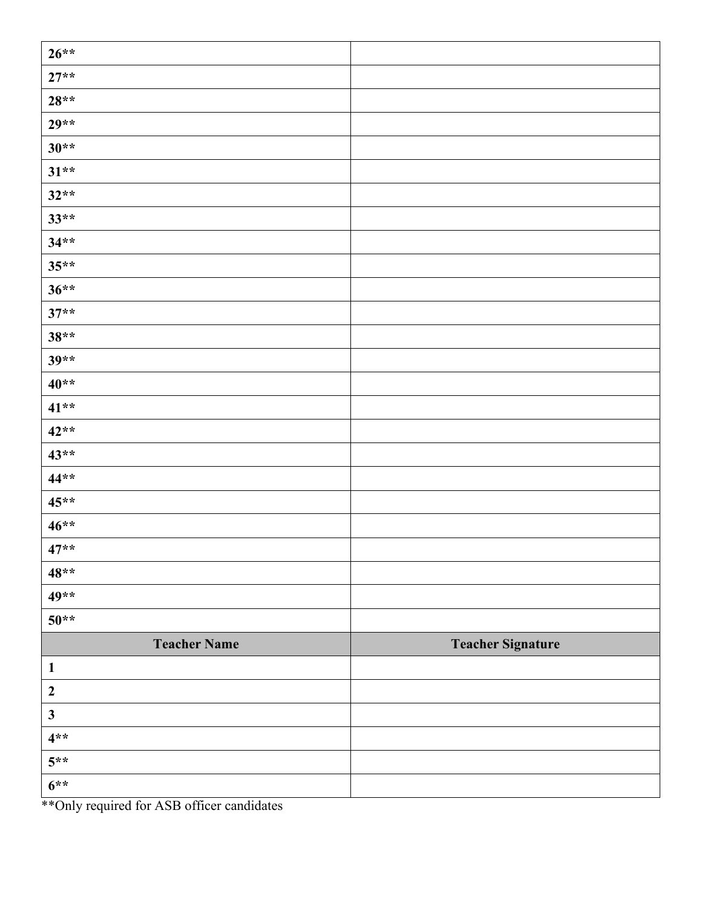| | |
|---|---|
| 26** | |
| 27** | |
| 28** | |
| 29** | |
| 30** | |
| 31** | |
| 32** | |
| 33** | |
| 34** | |
| 35** | |
| 36** | |
| 37** | |
| 38** | |
| 39** | |
| 40** | |
| 41** | |
| 42** | |
| 43** | |
| 44** | |
| 45** | |
| 46** | |
| 47** | |
| 48** | |
| 49** | |
| 50** | |
| **Teacher Name** | **Teacher Signature** |
| 1 | |
| 2 | |
| 3 | |
| 4** | |
| 5** | |
| 6** | |

**Only required for ASB officer candidates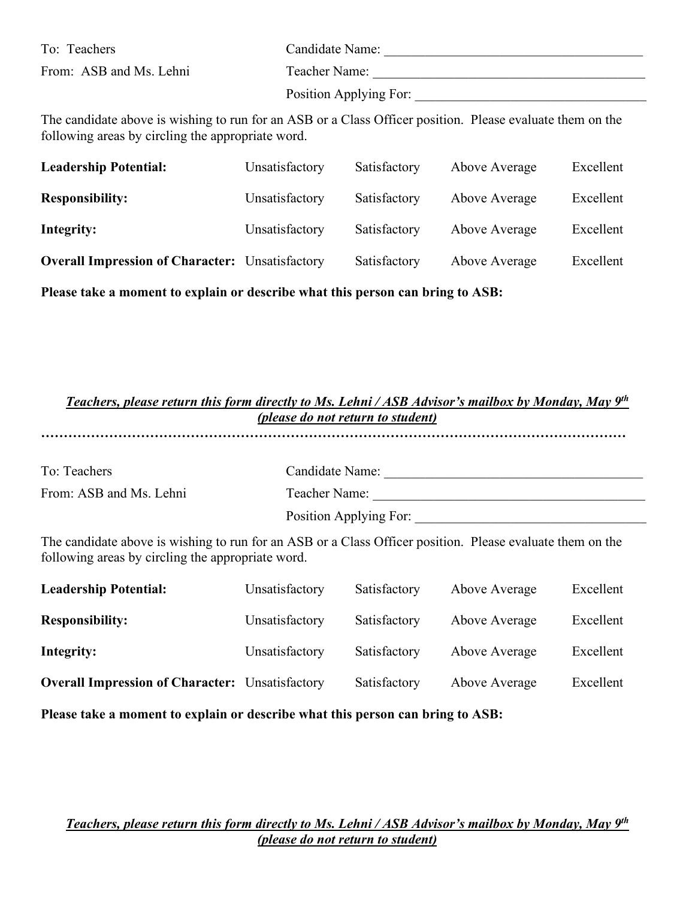To: Teachers
From: ASB and Ms. Lehni

Candidate Name: ______________________________________

Teacher Name: ________________________________________

Position Applying For: _________________________________

The candidate above is wishing to run for an ASB or a Class Officer position. Please evaluate them on the following areas by circling the appropriate word.

| | | | | |
|---|---|---|---|---|
| **Leadership Potential:** | Unsatisfactory | Satisfactory | Above Average | Excellent |
| **Responsibility:** | Unsatisfactory | Satisfactory | Above Average | Excellent |
| **Integrity:** | Unsatisfactory | Satisfactory | Above Average | Excellent |
| **Overall Impression of Character:** | Unsatisfactory | Satisfactory | Above Average | Excellent |

**Please take a moment to explain or describe what this person can bring to ASB:**

***Teachers, please return this form directly to Ms. Lehni / ASB Advisor's mailbox by Monday, May 9th (please do not return to student)***

………………………………………………………………………………………………………………

To: Teachers
From: ASB and Ms. Lehni

Candidate Name: ______________________________________

Teacher Name: ________________________________________

Position Applying For: _________________________________

The candidate above is wishing to run for an ASB or a Class Officer position. Please evaluate them on the following areas by circling the appropriate word.

| | | | | |
|---|---|---|---|---|
| **Leadership Potential:** | Unsatisfactory | Satisfactory | Above Average | Excellent |
| **Responsibility:** | Unsatisfactory | Satisfactory | Above Average | Excellent |
| **Integrity:** | Unsatisfactory | Satisfactory | Above Average | Excellent |
| **Overall Impression of Character:** | Unsatisfactory | Satisfactory | Above Average | Excellent |

**Please take a moment to explain or describe what this person can bring to ASB:**

***Teachers, please return this form directly to Ms. Lehni / ASB Advisor's mailbox by Monday, May 9th (please do not return to student)***